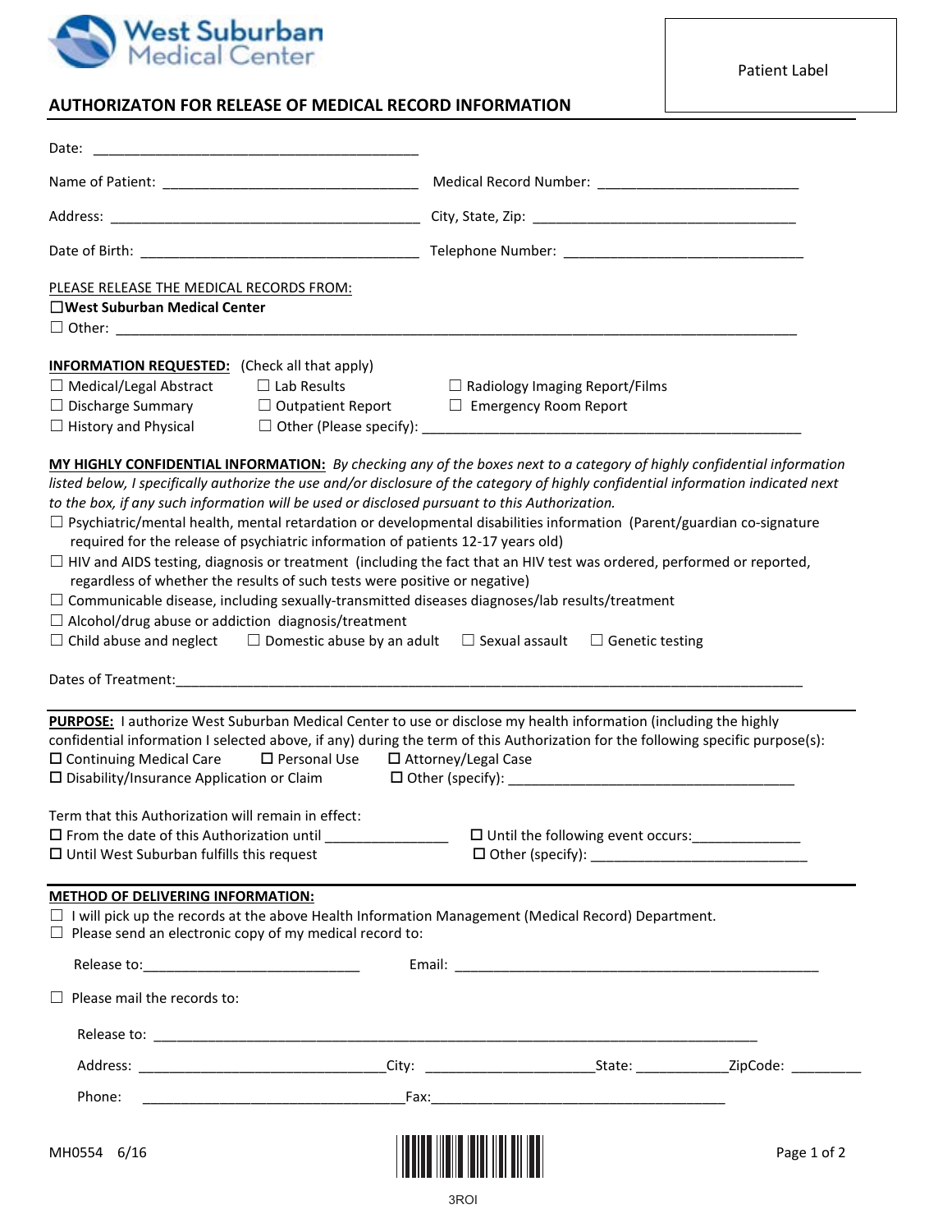West Suburban Medical Center

Patient Label

## AUTHORIZATON FOR RELEASE OF MEDICAL RECORD INFORMATION

Date: ________________________________________

Name of Patient: ______________________________ Medical Record Number: ________________________

Address: ____________________________________ City, State, Zip: ________________________________

Date of Birth: _________________________________ Telephone Number: ______________________________

PLEASE RELEASE THE MEDICAL RECORDS FROM:

☐ **West Suburban Medical Center**

☐ Other: ____________________________________________________________________________________

**INFORMATION REQUESTED:** (Check all that apply)

☐ Medical/Legal Abstract ☐ Lab Results ☐ Radiology Imaging Report/Films

☐ Discharge Summary ☐ Outpatient Report ☐ Emergency Room Report

☐ History and Physical ☐ Other (Please specify): _______________________________________________

**MY HIGHLY CONFIDENTIAL INFORMATION:** *By checking any of the boxes next to a category of highly confidential information listed below, I specifically authorize the use and/or disclosure of the category of highly confidential information indicated next to the box, if any such information will be used or disclosed pursuant to this Authorization.*

☐ Psychiatric/mental health, mental retardation or developmental disabilities information (Parent/guardian co-signature required for the release of psychiatric information of patients 12-17 years old)

☐ HIV and AIDS testing, diagnosis or treatment (including the fact that an HIV test was ordered, performed or reported, regardless of whether the results of such tests were positive or negative)

☐ Communicable disease, including sexually-transmitted diseases diagnoses/lab results/treatment

☐ Alcohol/drug abuse or addiction diagnosis/treatment

☐ Child abuse and neglect ☐ Domestic abuse by an adult ☐ Sexual assault ☐ Genetic testing

Dates of Treatment:_______________________________________________________________________________

**PURPOSE:** I authorize West Suburban Medical Center to use or disclose my health information (including the highly confidential information I selected above, if any) during the term of this Authorization for the following specific purpose(s):

☐ Continuing Medical Care ☐ Personal Use ☐ Attorney/Legal Case

☐ Disability/Insurance Application or Claim ☐ Other (specify): ____________________________________

Term that this Authorization will remain in effect:

☐ From the date of this Authorization until _______________ ☐ Until the following event occurs:_____________

☐ Until West Suburban fulfills this request ☐ Other (specify): ___________________________

**METHOD OF DELIVERING INFORMATION:**

☐ I will pick up the records at the above Health Information Management (Medical Record) Department.

☐ Please send an electronic copy of my medical record to:

Release to:____________________________ Email: ______________________________________________

☐ Please mail the records to:

Release to: ____________________________________________________________________________

Address: _______________________________City: _____________________State: ___________ZipCode: _________

Phone: _________________________________Fax:___________________________________

MH0554 6/16

3ROI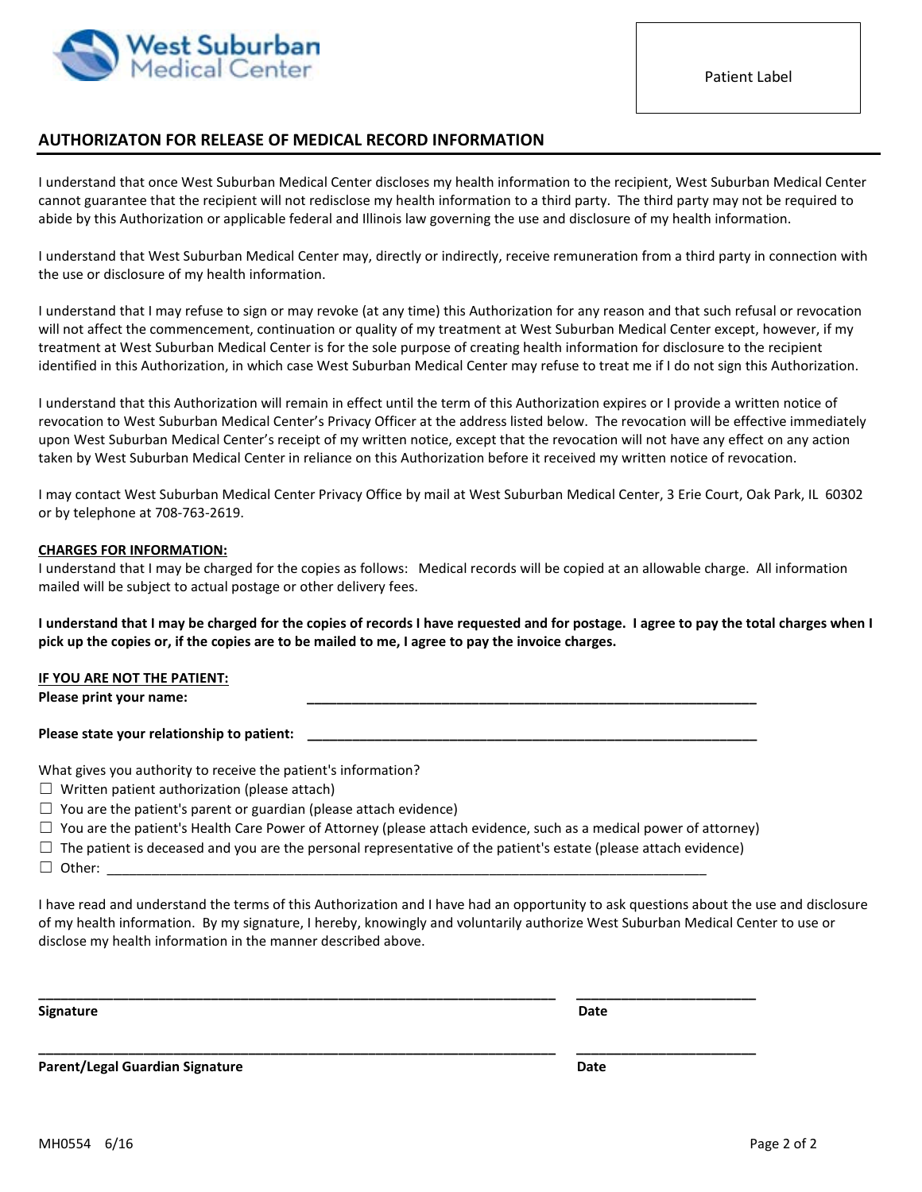West Suburban Medical Center

Patient Label

## AUTHORIZATON FOR RELEASE OF MEDICAL RECORD INFORMATION

I understand that once West Suburban Medical Center discloses my health information to the recipient, West Suburban Medical Center cannot guarantee that the recipient will not redisclose my health information to a third party. The third party may not be required to abide by this Authorization or applicable federal and Illinois law governing the use and disclosure of my health information.

I understand that West Suburban Medical Center may, directly or indirectly, receive remuneration from a third party in connection with the use or disclosure of my health information.

I understand that I may refuse to sign or may revoke (at any time) this Authorization for any reason and that such refusal or revocation will not affect the commencement, continuation or quality of my treatment at West Suburban Medical Center except, however, if my treatment at West Suburban Medical Center is for the sole purpose of creating health information for disclosure to the recipient identified in this Authorization, in which case West Suburban Medical Center may refuse to treat me if I do not sign this Authorization.

I understand that this Authorization will remain in effect until the term of this Authorization expires or I provide a written notice of revocation to West Suburban Medical Center's Privacy Officer at the address listed below. The revocation will be effective immediately upon West Suburban Medical Center's receipt of my written notice, except that the revocation will not have any effect on any action taken by West Suburban Medical Center in reliance on this Authorization before it received my written notice of revocation.

I may contact West Suburban Medical Center Privacy Office by mail at West Suburban Medical Center, 3 Erie Court, Oak Park, IL 60302 or by telephone at 708-763-2619.

**CHARGES FOR INFORMATION:**

I understand that I may be charged for the copies as follows: Medical records will be copied at an allowable charge. All information mailed will be subject to actual postage or other delivery fees.

**I understand that I may be charged for the copies of records I have requested and for postage. I agree to pay the total charges when I pick up the copies or, if the copies are to be mailed to me, I agree to pay the invoice charges.**

**IF YOU ARE NOT THE PATIENT:**

**Please print your name:** ______________________________________________

**Please state your relationship to patient:** ______________________________________________

What gives you authority to receive the patient's information?

☐ Written patient authorization (please attach)

☐ You are the patient's parent or guardian (please attach evidence)

☐ You are the patient's Health Care Power of Attorney (please attach evidence, such as a medical power of attorney)

☐ The patient is deceased and you are the personal representative of the patient's estate (please attach evidence)

☐ Other: ______________________________________________

I have read and understand the terms of this Authorization and I have had an opportunity to ask questions about the use and disclosure of my health information. By my signature, I hereby, knowingly and voluntarily authorize West Suburban Medical Center to use or disclose my health information in the manner described above.

______________________________________________ ____________________

**Signature** **Date**

______________________________________________ ____________________

**Parent/Legal Guardian Signature** **Date**

MH0554 6/16